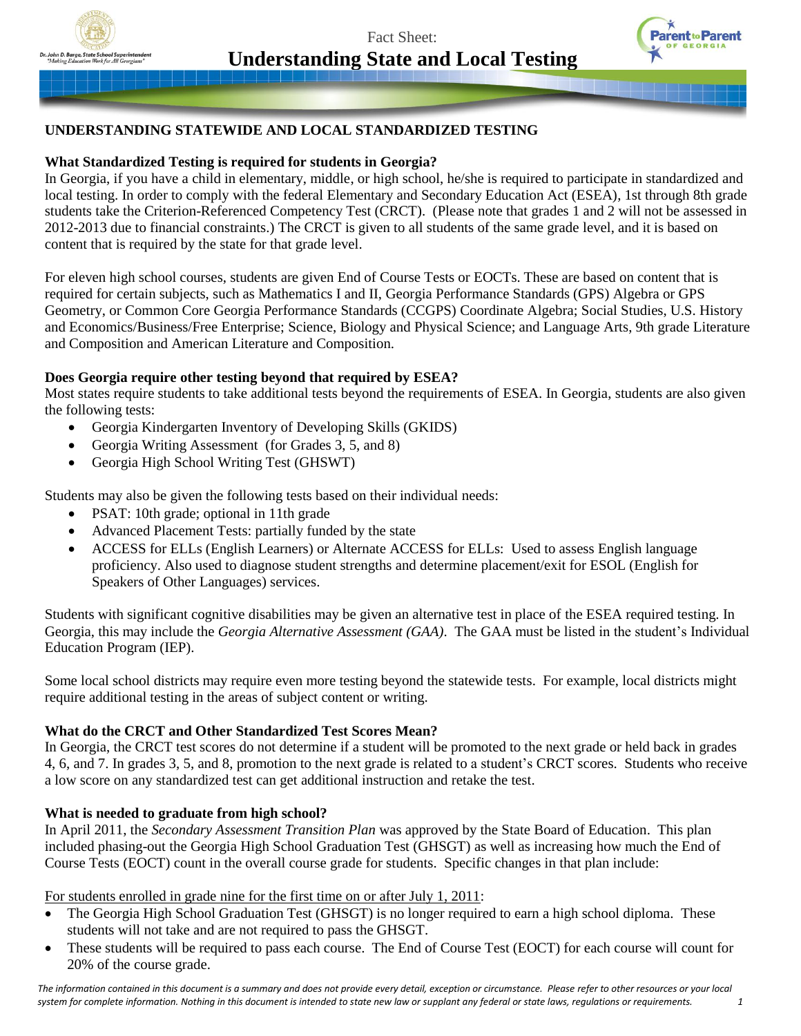Fact Sheet:

# Understanding State and Local Testing

## UNDERSTANDING STATEWIDE AND LOCAL STANDARDIZED TESTING

### What Standardized Testing is required for students in Georgia?

In Georgia, if you have a child in elementary, middle, or high school, he/she is required to participate in standardized and local testing. In order to comply with the federal Elementary and Secondary Education Act (ESEA), 1st through 8th grade students take the Criterion-Referenced Competency Test (CRCT). (Please note that grades 1 and 2 will not be assessed in 2012-2013 due to financial constraints.) The CRCT is given to all students of the same grade level, and it is based on content that is required by the state for that grade level.

For eleven high school courses, students are given End of Course Tests or EOCTs. These are based on content that is required for certain subjects, such as Mathematics I and II, Georgia Performance Standards (GPS) Algebra or GPS Geometry, or Common Core Georgia Performance Standards (CCGPS) Coordinate Algebra; Social Studies, U.S. History and Economics/Business/Free Enterprise; Science, Biology and Physical Science; and Language Arts, 9th grade Literature and Composition and American Literature and Composition.

### Does Georgia require other testing beyond that required by ESEA?

Most states require students to take additional tests beyond the requirements of ESEA. In Georgia, students are also given the following tests:

- Georgia Kindergarten Inventory of Developing Skills (GKIDS)
- Georgia Writing Assessment (for Grades 3, 5, and 8)
- Georgia High School Writing Test (GHSWT)

Students may also be given the following tests based on their individual needs:

- PSAT: 10th grade; optional in 11th grade
- Advanced Placement Tests: partially funded by the state
- ACCESS for ELLs (English Learners) or Alternate ACCESS for ELLs: Used to assess English language proficiency. Also used to diagnose student strengths and determine placement/exit for ESOL (English for Speakers of Other Languages) services.

Students with significant cognitive disabilities may be given an alternative test in place of the ESEA required testing. In Georgia, this may include the *Georgia Alternative Assessment (GAA)*. The GAA must be listed in the student's Individual Education Program (IEP).

Some local school districts may require even more testing beyond the statewide tests. For example, local districts might require additional testing in the areas of subject content or writing.

### What do the CRCT and Other Standardized Test Scores Mean?

In Georgia, the CRCT test scores do not determine if a student will be promoted to the next grade or held back in grades 4, 6, and 7. In grades 3, 5, and 8, promotion to the next grade is related to a student's CRCT scores. Students who receive a low score on any standardized test can get additional instruction and retake the test.

### What is needed to graduate from high school?

In April 2011, the *Secondary Assessment Transition Plan* was approved by the State Board of Education. This plan included phasing-out the Georgia High School Graduation Test (GHSGT) as well as increasing how much the End of Course Tests (EOCT) count in the overall course grade for students. Specific changes in that plan include:

<u>For students enrolled in grade nine for the first time on or after July 1, 2011</u>:

- The Georgia High School Graduation Test (GHSGT) is no longer required to earn a high school diploma. These students will not take and are not required to pass the GHSGT.
- These students will be required to pass each course. The End of Course Test (EOCT) for each course will count for 20% of the course grade.

*The information contained in this document is a summary and does not provide every detail, exception or circumstance. Please refer to other resources or your local system for complete information. Nothing in this document is intended to state new law or supplant any federal or state laws, regulations or requirements.*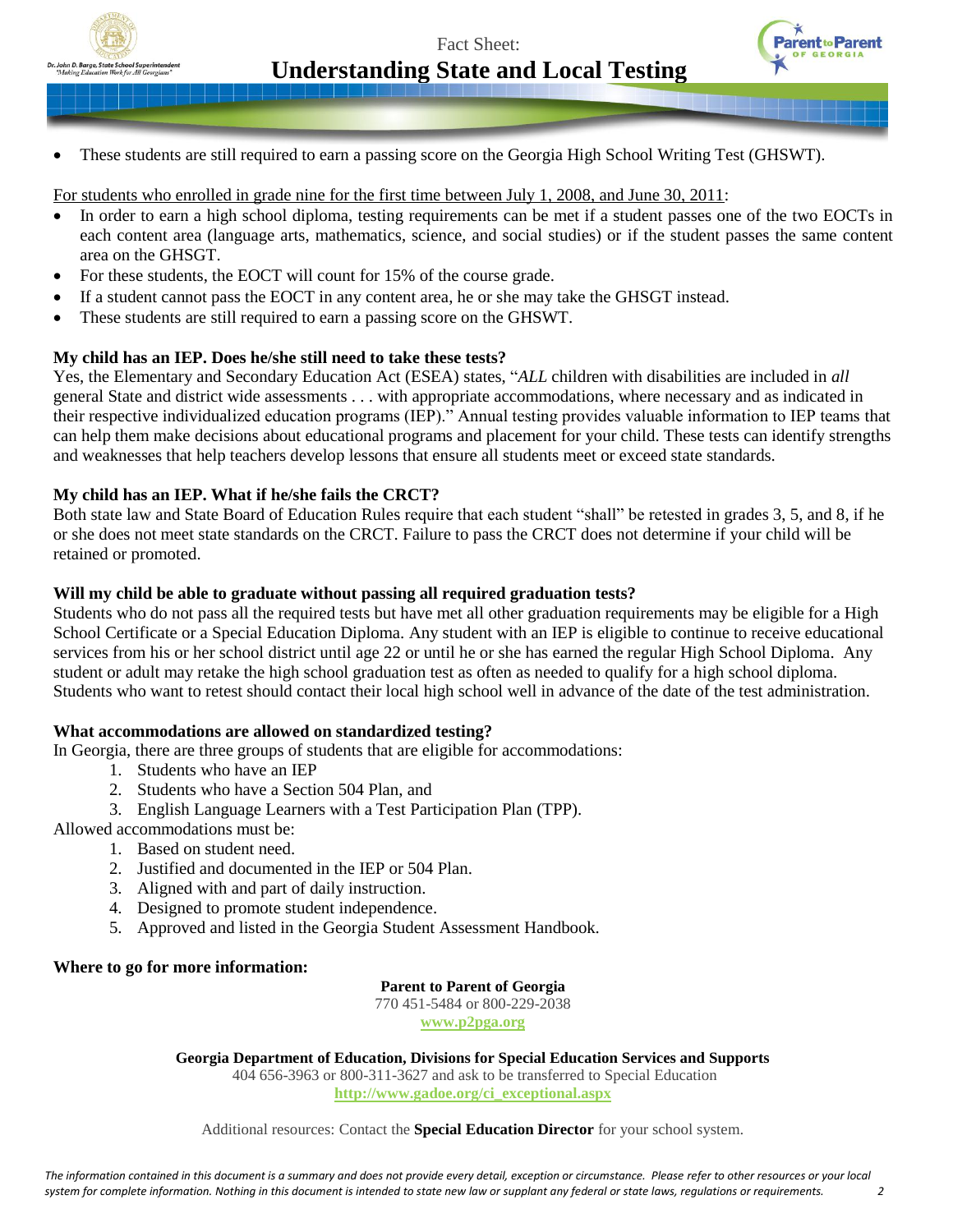- These students are still required to earn a passing score on the Georgia High School Writing Test (GHSWT).

For students who enrolled in grade nine for the first time between July 1, 2008, and June 30, 2011:

- In order to earn a high school diploma, testing requirements can be met if a student passes one of the two EOCTs in each content area (language arts, mathematics, science, and social studies) or if the student passes the same content area on the GHSGT.
- For these students, the EOCT will count for 15% of the course grade.
- If a student cannot pass the EOCT in any content area, he or she may take the GHSGT instead.
- These students are still required to earn a passing score on the GHSWT.

**My child has an IEP. Does he/she still need to take these tests?**

Yes, the Elementary and Secondary Education Act (ESEA) states, "*ALL* children with disabilities are included in *all* general State and district wide assessments . . . with appropriate accommodations, where necessary and as indicated in their respective individualized education programs (IEP)." Annual testing provides valuable information to IEP teams that can help them make decisions about educational programs and placement for your child. These tests can identify strengths and weaknesses that help teachers develop lessons that ensure all students meet or exceed state standards.

**My child has an IEP. What if he/she fails the CRCT?**

Both state law and State Board of Education Rules require that each student "shall" be retested in grades 3, 5, and 8, if he or she does not meet state standards on the CRCT. Failure to pass the CRCT does not determine if your child will be retained or promoted.

**Will my child be able to graduate without passing all required graduation tests?**

Students who do not pass all the required tests but have met all other graduation requirements may be eligible for a High School Certificate or a Special Education Diploma. Any student with an IEP is eligible to continue to receive educational services from his or her school district until age 22 or until he or she has earned the regular High School Diploma. Any student or adult may retake the high school graduation test as often as needed to qualify for a high school diploma. Students who want to retest should contact their local high school well in advance of the date of the test administration.

**What accommodations are allowed on standardized testing?**

In Georgia, there are three groups of students that are eligible for accommodations:

1. Students who have an IEP
2. Students who have a Section 504 Plan, and
3. English Language Learners with a Test Participation Plan (TPP).

Allowed accommodations must be:

1. Based on student need.
2. Justified and documented in the IEP or 504 Plan.
3. Aligned with and part of daily instruction.
4. Designed to promote student independence.
5. Approved and listed in the Georgia Student Assessment Handbook.

**Where to go for more information:**

**Parent to Parent of Georgia**
770 451-5484 or 800-229-2038
**www.p2pga.org**

**Georgia Department of Education, Divisions for Special Education Services and Supports**
404 656-3963 or 800-311-3627 and ask to be transferred to Special Education
**http://www.gadoe.org/ci_exceptional.aspx**

Additional resources: Contact the **Special Education Director** for your school system.

*The information contained in this document is a summary and does not provide every detail, exception or circumstance. Please refer to other resources or your local system for complete information. Nothing in this document is intended to state new law or supplant any federal or state laws, regulations or requirements.*